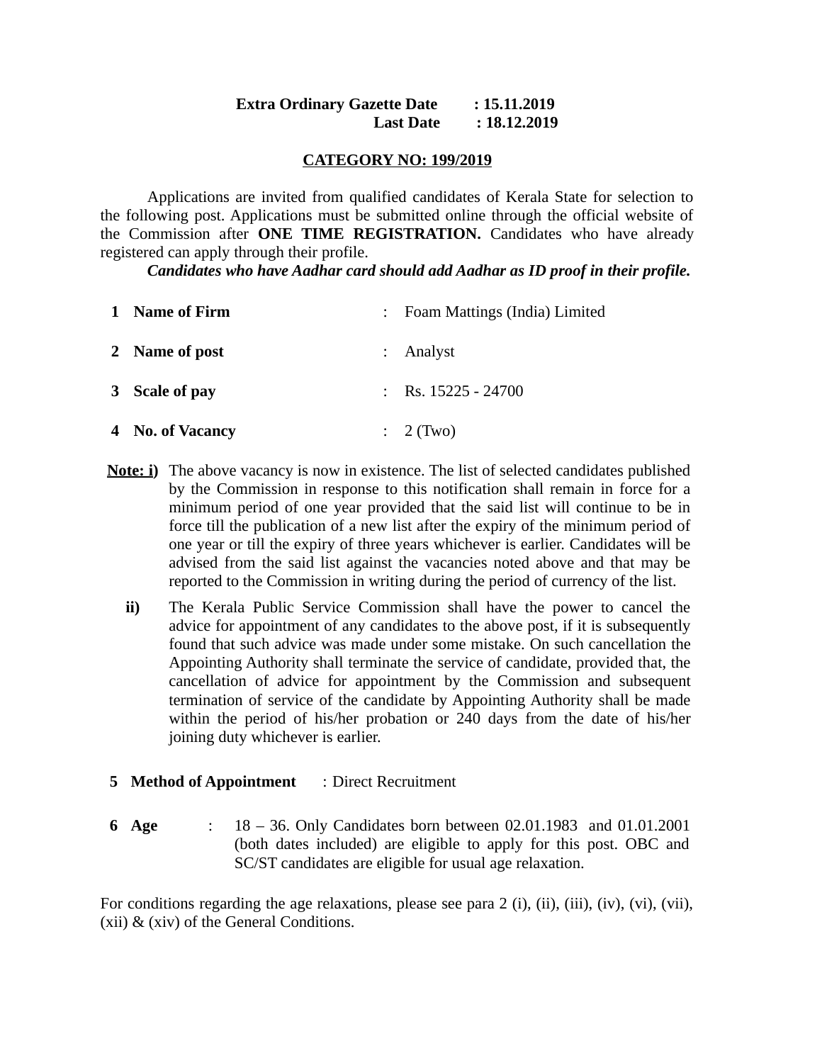**Extra Ordinary Gazette Date : 15.11.2019**
**Last Date : 18.12.2019**

## CATEGORY NO: 199/2019

Applications are invited from qualified candidates of Kerala State for selection to the following post. Applications must be submitted online through the official website of the Commission after **ONE TIME REGISTRATION.** Candidates who have already registered can apply through their profile.

***Candidates who have Aadhar card should add Aadhar as ID proof in their profile.***

| | | | |
|---|---|---|---|
| 1 | **Name of Firm** | : | Foam Mattings (India) Limited |
| 2 | **Name of post** | : | Analyst |
| 3 | **Scale of pay** | : | Rs. 15225 - 24700 |
| 4 | **No. of Vacancy** | : | 2 (Two) |

**Note: i)** The above vacancy is now in existence. The list of selected candidates published by the Commission in response to this notification shall remain in force for a minimum period of one year provided that the said list will continue to be in force till the publication of a new list after the expiry of the minimum period of one year or till the expiry of three years whichever is earlier. Candidates will be advised from the said list against the vacancies noted above and that may be reported to the Commission in writing during the period of currency of the list.

**ii)** The Kerala Public Service Commission shall have the power to cancel the advice for appointment of any candidates to the above post, if it is subsequently found that such advice was made under some mistake. On such cancellation the Appointing Authority shall terminate the service of candidate, provided that, the cancellation of advice for appointment by the Commission and subsequent termination of service of the candidate by Appointing Authority shall be made within the period of his/her probation or 240 days from the date of his/her joining duty whichever is earlier.

**5 Method of Appointment** : Direct Recruitment

**6 Age** : 18 – 36. Only Candidates born between 02.01.1983 and 01.01.2001 (both dates included) are eligible to apply for this post. OBC and SC/ST candidates are eligible for usual age relaxation.

For conditions regarding the age relaxations, please see para 2 (i), (ii), (iii), (iv), (vi), (vii), (xii) & (xiv) of the General Conditions.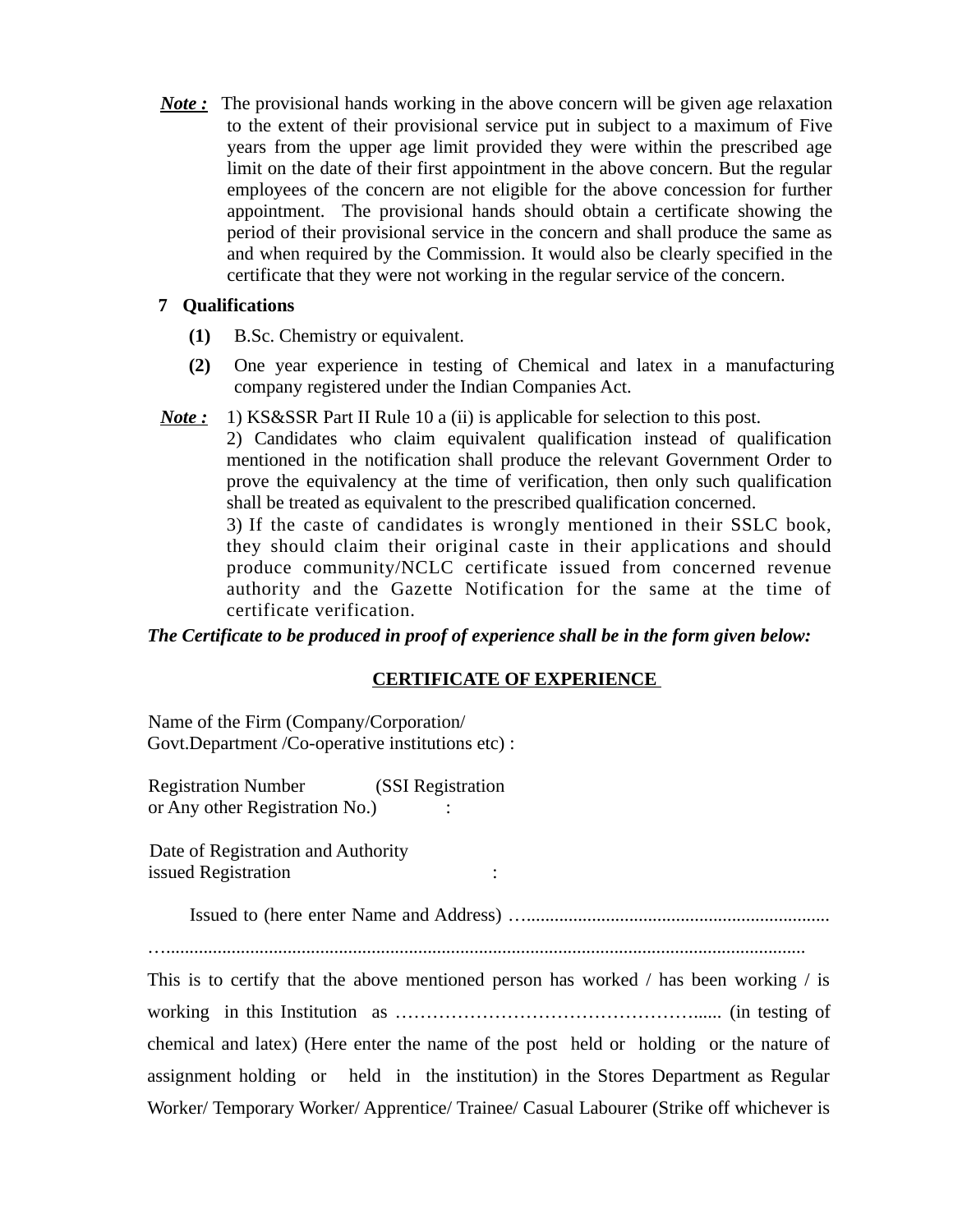***Note :*** The provisional hands working in the above concern will be given age relaxation to the extent of their provisional service put in subject to a maximum of Five years from the upper age limit provided they were within the prescribed age limit on the date of their first appointment in the above concern. But the regular employees of the concern are not eligible for the above concession for further appointment. The provisional hands should obtain a certificate showing the period of their provisional service in the concern and shall produce the same as and when required by the Commission. It would also be clearly specified in the certificate that they were not working in the regular service of the concern.

**7 Qualifications**

**(1)** B.Sc. Chemistry or equivalent.

**(2)** One year experience in testing of Chemical and latex in a manufacturing company registered under the Indian Companies Act.

***Note :*** 1) KS&SSR Part II Rule 10 a (ii) is applicable for selection to this post.

2) Candidates who claim equivalent qualification instead of qualification mentioned in the notification shall produce the relevant Government Order to prove the equivalency at the time of verification, then only such qualification shall be treated as equivalent to the prescribed qualification concerned.

3) If the caste of candidates is wrongly mentioned in their SSLC book, they should claim their original caste in their applications and should produce community/NCLC certificate issued from concerned revenue authority and the Gazette Notification for the same at the time of certificate verification.

***The Certificate to be produced in proof of experience shall be in the form given below:***

**CERTIFICATE OF EXPERIENCE**

Name of the Firm (Company/Corporation/
Govt.Department /Co-operative institutions etc) :

Registration Number (SSI Registration
or Any other Registration No.) :

Date of Registration and Authority
issued Registration :

Issued to (here enter Name and Address) …...................................................................

…..........................................................................................................................................

This is to certify that the above mentioned person has worked / has been working / is working in this Institution as ……………………………………….…..... (in testing of chemical and latex) (Here enter the name of the post held or holding or the nature of assignment holding or held in the institution) in the Stores Department as Regular Worker/ Temporary Worker/ Apprentice/ Trainee/ Casual Labourer (Strike off whichever is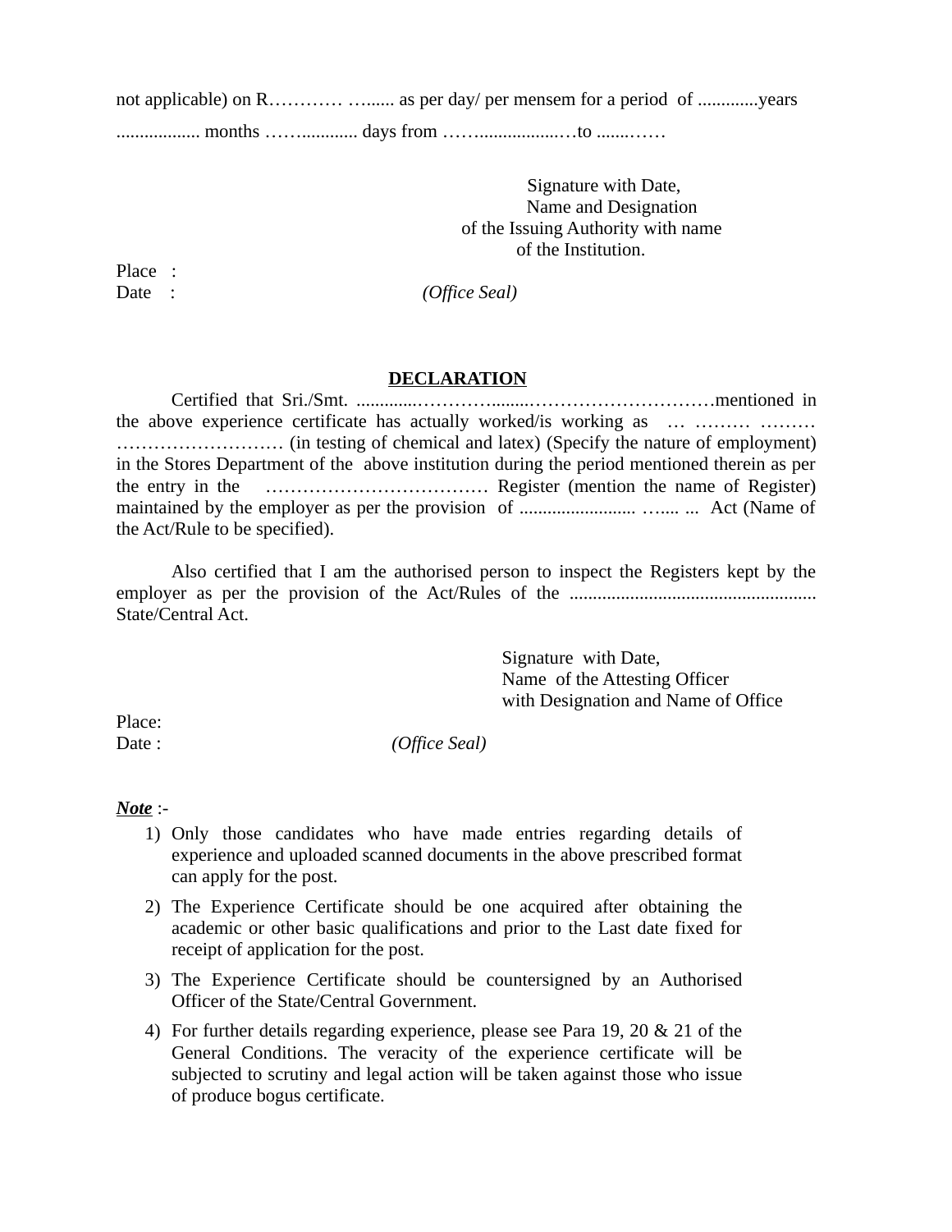not applicable) on R………… …...... as per day/ per mensem for a period of .............years .................. months ……............ days from ……..................…to .......……

Signature with Date,
Name and Designation
of the Issuing Authority with name
of the Institution.

Place :
Date : *(Office Seal)*

## DECLARATION

Certified that Sri./Smt. .............………….......…………………………mentioned in the above experience certificate has actually worked/is working as … ……… ……… ……………………… (in testing of chemical and latex) (Specify the nature of employment) in the Stores Department of the above institution during the period mentioned therein as per the entry in the ……………………………… Register (mention the name of Register) maintained by the employer as per the provision of ......................... …..... ... Act (Name of the Act/Rule to be specified).

Also certified that I am the authorised person to inspect the Registers kept by the employer as per the provision of the Act/Rules of the ..................................................... State/Central Act.

Signature with Date,
Name of the Attesting Officer
with Designation and Name of Office

Place:
Date : *(Office Seal)*

***Note*** :-

1) Only those candidates who have made entries regarding details of experience and uploaded scanned documents in the above prescribed format can apply for the post.
2) The Experience Certificate should be one acquired after obtaining the academic or other basic qualifications and prior to the Last date fixed for receipt of application for the post.
3) The Experience Certificate should be countersigned by an Authorised Officer of the State/Central Government.
4) For further details regarding experience, please see Para 19, 20 & 21 of the General Conditions. The veracity of the experience certificate will be subjected to scrutiny and legal action will be taken against those who issue of produce bogus certificate.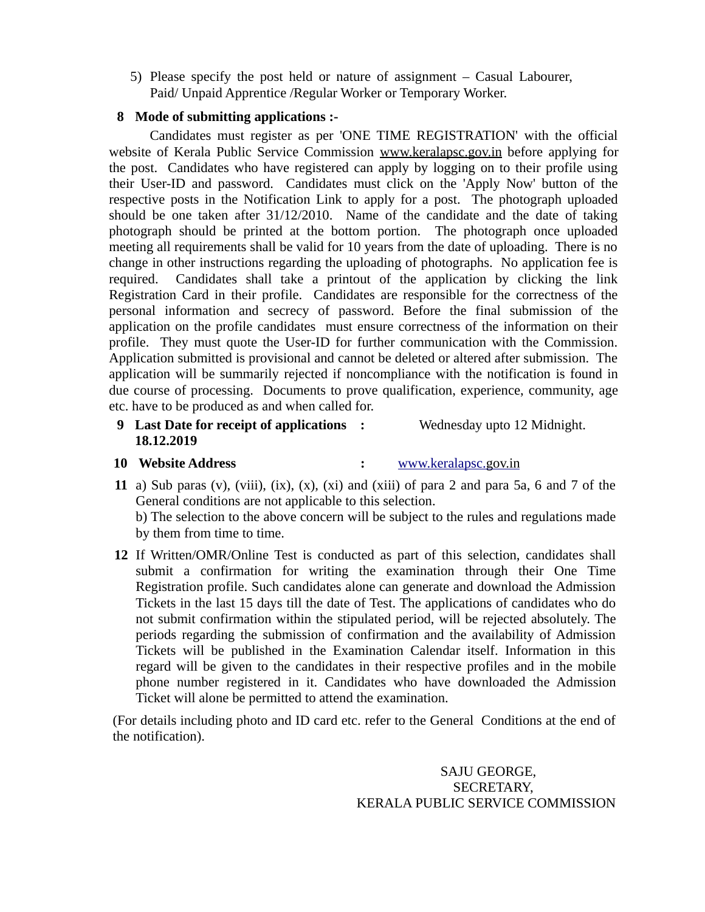5) Please specify the post held or nature of assignment – Casual Labourer, Paid/ Unpaid Apprentice /Regular Worker or Temporary Worker.

**8 Mode of submitting applications :-**

Candidates must register as per 'ONE TIME REGISTRATION' with the official website of Kerala Public Service Commission www.keralapsc.gov.in before applying for the post. Candidates who have registered can apply by logging on to their profile using their User-ID and password. Candidates must click on the 'Apply Now' button of the respective posts in the Notification Link to apply for a post. The photograph uploaded should be one taken after 31/12/2010. Name of the candidate and the date of taking photograph should be printed at the bottom portion. The photograph once uploaded meeting all requirements shall be valid for 10 years from the date of uploading. There is no change in other instructions regarding the uploading of photographs. No application fee is required. Candidates shall take a printout of the application by clicking the link Registration Card in their profile. Candidates are responsible for the correctness of the personal information and secrecy of password. Before the final submission of the application on the profile candidates must ensure correctness of the information on their profile. They must quote the User-ID for further communication with the Commission. Application submitted is provisional and cannot be deleted or altered after submission. The application will be summarily rejected if noncompliance with the notification is found in due course of processing. Documents to prove qualification, experience, community, age etc. have to be produced as and when called for.

**9 Last Date for receipt of applications : 18.12.2019** Wednesday upto 12 Midnight.

**10 Website Address** : www.keralapsc.gov.in

**11** a) Sub paras (v), (viii), (ix), (x), (xi) and (xiii) of para 2 and para 5a, 6 and 7 of the General conditions are not applicable to this selection.

b) The selection to the above concern will be subject to the rules and regulations made by them from time to time.

**12** If Written/OMR/Online Test is conducted as part of this selection, candidates shall submit a confirmation for writing the examination through their One Time Registration profile. Such candidates alone can generate and download the Admission Tickets in the last 15 days till the date of Test. The applications of candidates who do not submit confirmation within the stipulated period, will be rejected absolutely. The periods regarding the submission of confirmation and the availability of Admission Tickets will be published in the Examination Calendar itself. Information in this regard will be given to the candidates in their respective profiles and in the mobile phone number registered in it. Candidates who have downloaded the Admission Ticket will alone be permitted to attend the examination.

(For details including photo and ID card etc. refer to the General Conditions at the end of the notification).

SAJU GEORGE,
SECRETARY,
KERALA PUBLIC SERVICE COMMISSION